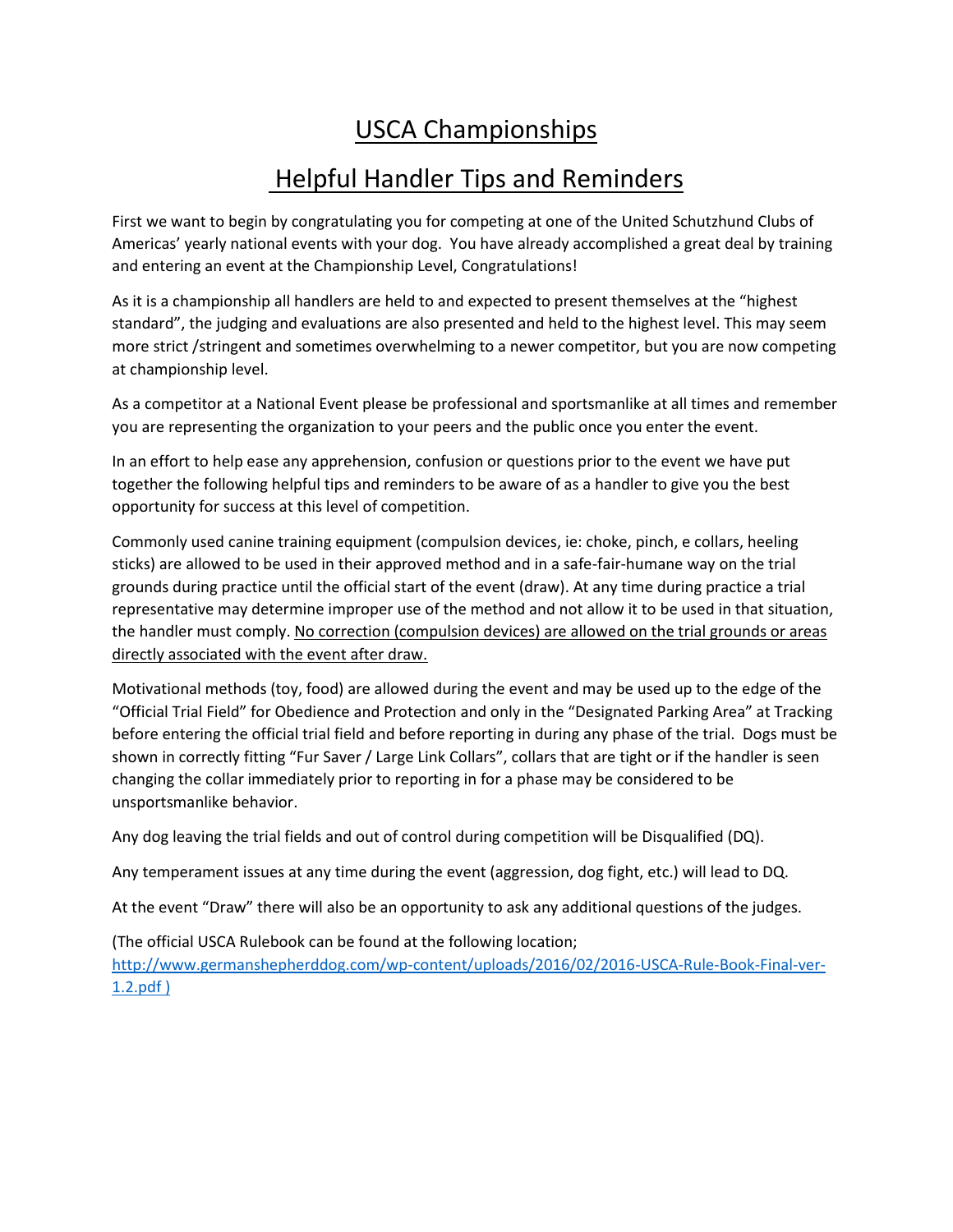# USCA Championships

## Helpful Handler Tips and Reminders

First we want to begin by congratulating you for competing at one of the United Schutzhund Clubs of Americas' yearly national events with your dog. You have already accomplished a great deal by training and entering an event at the Championship Level, Congratulations!

As it is a championship all handlers are held to and expected to present themselves at the "highest standard", the judging and evaluations are also presented and held to the highest level. This may seem more strict /stringent and sometimes overwhelming to a newer competitor, but you are now competing at championship level.

As a competitor at a National Event please be professional and sportsmanlike at all times and remember you are representing the organization to your peers and the public once you enter the event.

In an effort to help ease any apprehension, confusion or questions prior to the event we have put together the following helpful tips and reminders to be aware of as a handler to give you the best opportunity for success at this level of competition.

Commonly used canine training equipment (compulsion devices, ie: choke, pinch, e collars, heeling sticks) are allowed to be used in their approved method and in a safe-fair-humane way on the trial grounds during practice until the official start of the event (draw). At any time during practice a trial representative may determine improper use of the method and not allow it to be used in that situation, the handler must comply. <u>No correction (compulsion devices) are allowed on the trial grounds or areas directly associated with the event after draw.</u>

Motivational methods (toy, food) are allowed during the event and may be used up to the edge of the "Official Trial Field" for Obedience and Protection and only in the "Designated Parking Area" at Tracking before entering the official trial field and before reporting in during any phase of the trial. Dogs must be shown in correctly fitting "Fur Saver / Large Link Collars", collars that are tight or if the handler is seen changing the collar immediately prior to reporting in for a phase may be considered to be unsportsmanlike behavior.

Any dog leaving the trial fields and out of control during competition will be Disqualified (DQ).

Any temperament issues at any time during the event (aggression, dog fight, etc.) will lead to DQ.

At the event "Draw" there will also be an opportunity to ask any additional questions of the judges.

(The official USCA Rulebook can be found at the following location; [http://www.germanshepherddog.com/wp-content/uploads/2016/02/2016-USCA-Rule-Book-Final-ver-1.2.pdf](http://www.germanshepherddog.com/wp-content/uploads/2016/02/2016-USCA-Rule-Book-Final-ver-1.2.pdf) )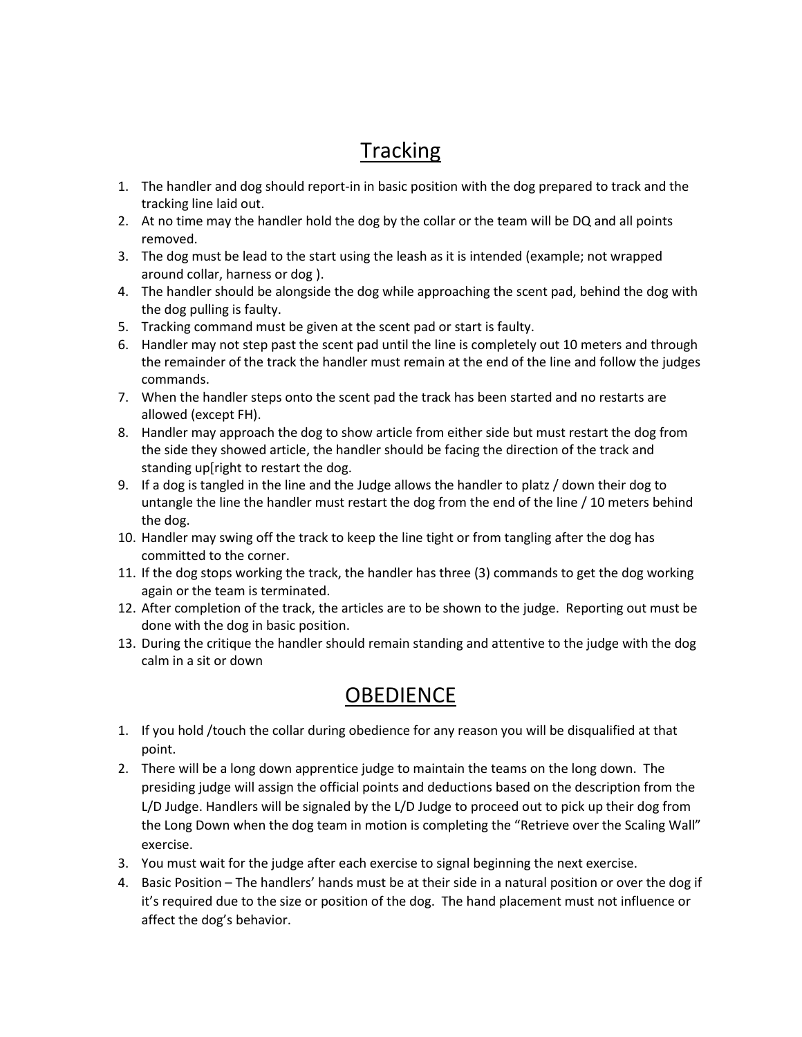# Tracking

1. The handler and dog should report-in in basic position with the dog prepared to track and the tracking line laid out.
2. At no time may the handler hold the dog by the collar or the team will be DQ and all points removed.
3. The dog must be lead to the start using the leash as it is intended (example; not wrapped around collar, harness or dog ).
4. The handler should be alongside the dog while approaching the scent pad, behind the dog with the dog pulling is faulty.
5. Tracking command must be given at the scent pad or start is faulty.
6. Handler may not step past the scent pad until the line is completely out 10 meters and through the remainder of the track the handler must remain at the end of the line and follow the judges commands.
7. When the handler steps onto the scent pad the track has been started and no restarts are allowed (except FH).
8. Handler may approach the dog to show article from either side but must restart the dog from the side they showed article, the handler should be facing the direction of the track and standing up[right to restart the dog.
9. If a dog is tangled in the line and the Judge allows the handler to platz / down their dog to untangle the line the handler must restart the dog from the end of the line / 10 meters behind the dog.
10. Handler may swing off the track to keep the line tight or from tangling after the dog has committed to the corner.
11. If the dog stops working the track, the handler has three (3) commands to get the dog working again or the team is terminated.
12. After completion of the track, the articles are to be shown to the judge. Reporting out must be done with the dog in basic position.
13. During the critique the handler should remain standing and attentive to the judge with the dog calm in a sit or down

# OBEDIENCE

1. If you hold /touch the collar during obedience for any reason you will be disqualified at that point.
2. There will be a long down apprentice judge to maintain the teams on the long down. The presiding judge will assign the official points and deductions based on the description from the L/D Judge. Handlers will be signaled by the L/D Judge to proceed out to pick up their dog from the Long Down when the dog team in motion is completing the "Retrieve over the Scaling Wall" exercise.
3. You must wait for the judge after each exercise to signal beginning the next exercise.
4. Basic Position – The handlers' hands must be at their side in a natural position or over the dog if it's required due to the size or position of the dog. The hand placement must not influence or affect the dog's behavior.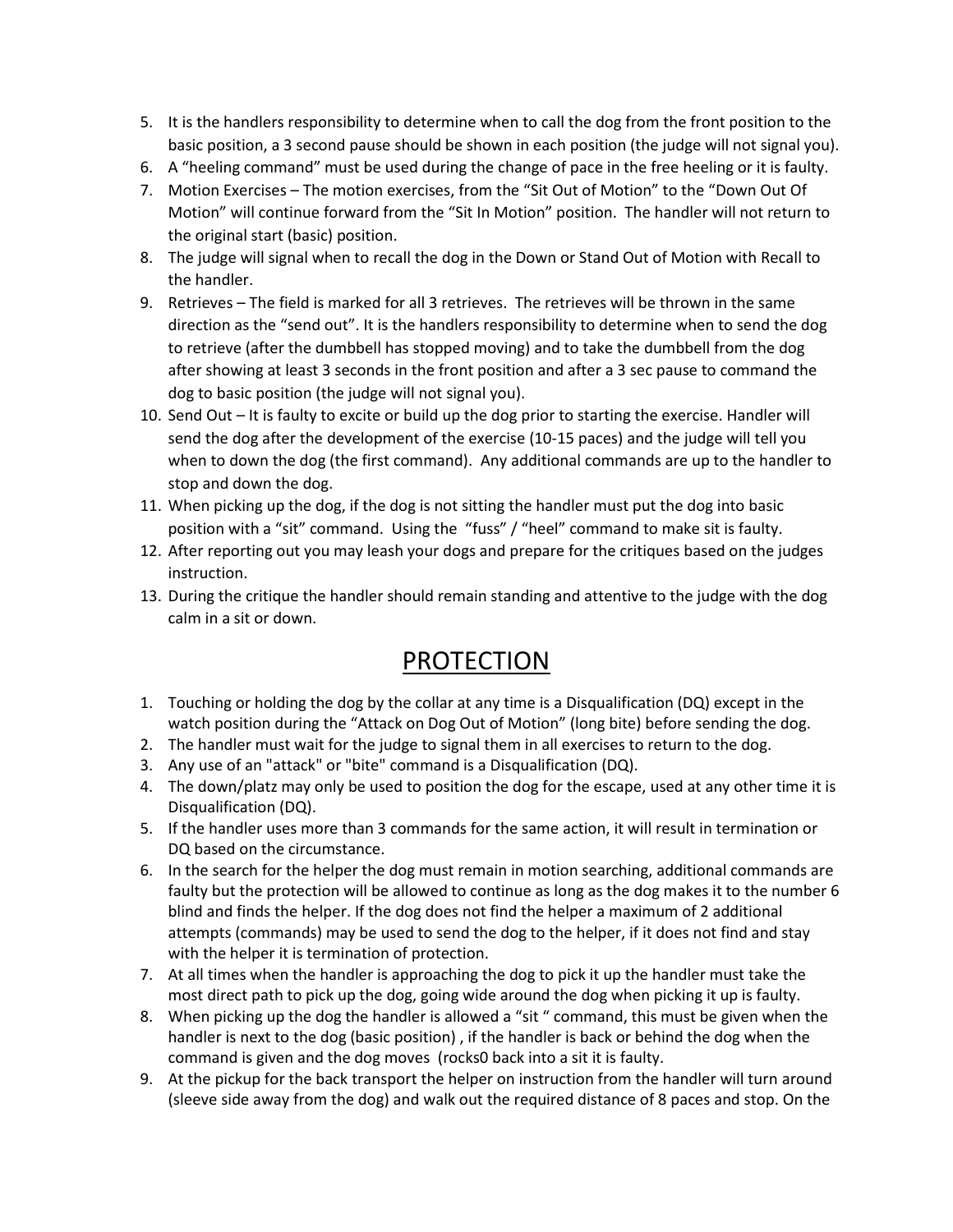5. It is the handlers responsibility to determine when to call the dog from the front position to the basic position, a 3 second pause should be shown in each position (the judge will not signal you).
6. A "heeling command" must be used during the change of pace in the free heeling or it is faulty.
7. Motion Exercises – The motion exercises, from the "Sit Out of Motion" to the "Down Out Of Motion" will continue forward from the "Sit In Motion" position. The handler will not return to the original start (basic) position.
8. The judge will signal when to recall the dog in the Down or Stand Out of Motion with Recall to the handler.
9. Retrieves – The field is marked for all 3 retrieves. The retrieves will be thrown in the same direction as the "send out". It is the handlers responsibility to determine when to send the dog to retrieve (after the dumbbell has stopped moving) and to take the dumbbell from the dog after showing at least 3 seconds in the front position and after a 3 sec pause to command the dog to basic position (the judge will not signal you).
10. Send Out – It is faulty to excite or build up the dog prior to starting the exercise. Handler will send the dog after the development of the exercise (10-15 paces) and the judge will tell you when to down the dog (the first command). Any additional commands are up to the handler to stop and down the dog.
11. When picking up the dog, if the dog is not sitting the handler must put the dog into basic position with a "sit" command. Using the "fuss" / "heel" command to make sit is faulty.
12. After reporting out you may leash your dogs and prepare for the critiques based on the judges instruction.
13. During the critique the handler should remain standing and attentive to the judge with the dog calm in a sit or down.

# PROTECTION

1. Touching or holding the dog by the collar at any time is a Disqualification (DQ) except in the watch position during the "Attack on Dog Out of Motion" (long bite) before sending the dog.
2. The handler must wait for the judge to signal them in all exercises to return to the dog.
3. Any use of an "attack" or "bite" command is a Disqualification (DQ).
4. The down/platz may only be used to position the dog for the escape, used at any other time it is Disqualification (DQ).
5. If the handler uses more than 3 commands for the same action, it will result in termination or DQ based on the circumstance.
6. In the search for the helper the dog must remain in motion searching, additional commands are faulty but the protection will be allowed to continue as long as the dog makes it to the number 6 blind and finds the helper. If the dog does not find the helper a maximum of 2 additional attempts (commands) may be used to send the dog to the helper, if it does not find and stay with the helper it is termination of protection.
7. At all times when the handler is approaching the dog to pick it up the handler must take the most direct path to pick up the dog, going wide around the dog when picking it up is faulty.
8. When picking up the dog the handler is allowed a "sit " command, this must be given when the handler is next to the dog (basic position) , if the handler is back or behind the dog when the command is given and the dog moves (rocks0 back into a sit it is faulty.
9. At the pickup for the back transport the helper on instruction from the handler will turn around (sleeve side away from the dog) and walk out the required distance of 8 paces and stop. On the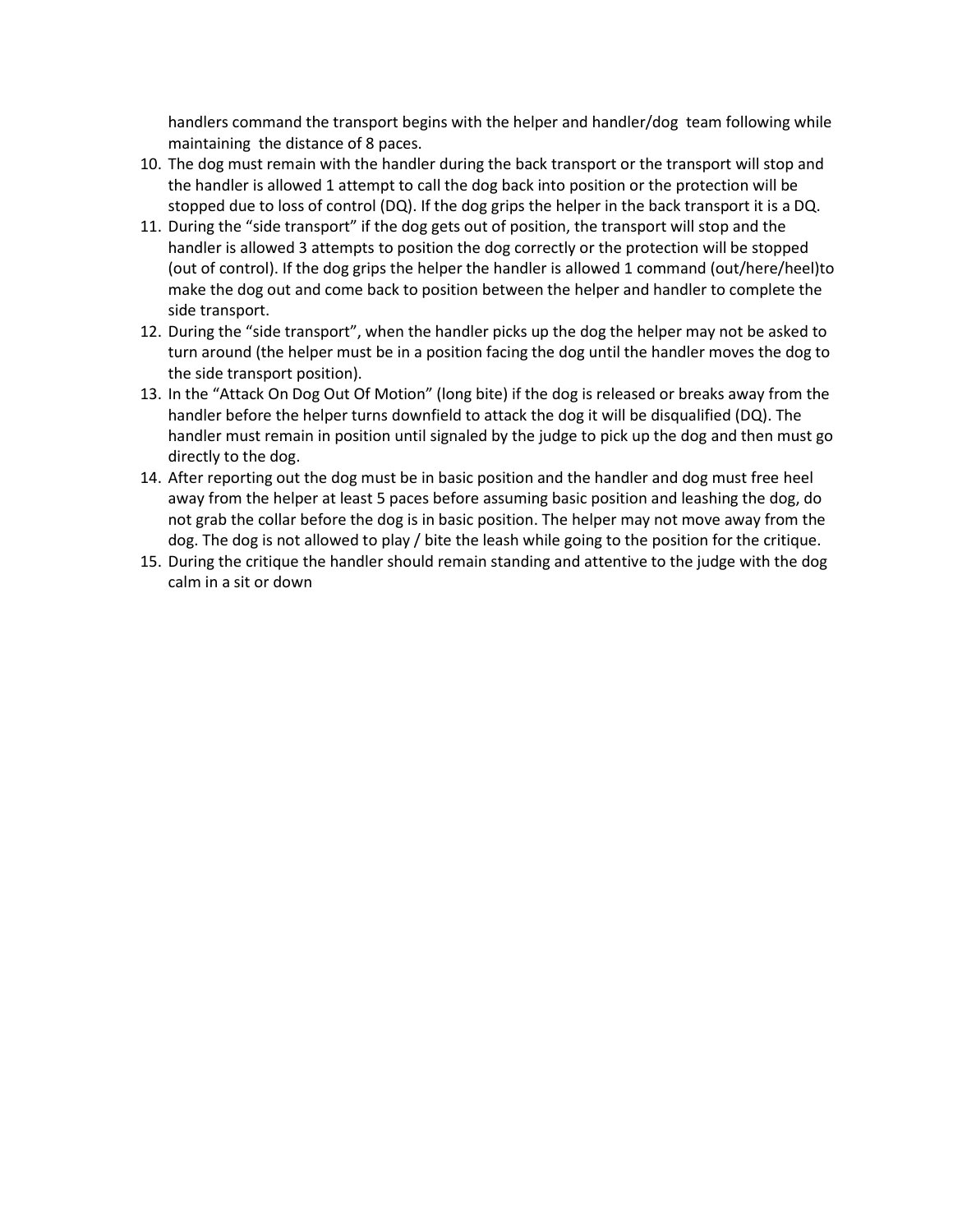handlers command the transport begins with the helper and handler/dog  team following while maintaining  the distance of 8 paces.

10. The dog must remain with the handler during the back transport or the transport will stop and the handler is allowed 1 attempt to call the dog back into position or the protection will be stopped due to loss of control (DQ). If the dog grips the helper in the back transport it is a DQ.
11. During the "side transport" if the dog gets out of position, the transport will stop and the handler is allowed 3 attempts to position the dog correctly or the protection will be stopped (out of control). If the dog grips the helper the handler is allowed 1 command (out/here/heel)to make the dog out and come back to position between the helper and handler to complete the side transport.
12. During the "side transport", when the handler picks up the dog the helper may not be asked to turn around (the helper must be in a position facing the dog until the handler moves the dog to the side transport position).
13. In the "Attack On Dog Out Of Motion" (long bite) if the dog is released or breaks away from the handler before the helper turns downfield to attack the dog it will be disqualified (DQ). The handler must remain in position until signaled by the judge to pick up the dog and then must go directly to the dog.
14. After reporting out the dog must be in basic position and the handler and dog must free heel away from the helper at least 5 paces before assuming basic position and leashing the dog, do not grab the collar before the dog is in basic position. The helper may not move away from the dog. The dog is not allowed to play / bite the leash while going to the position for the critique.
15. During the critique the handler should remain standing and attentive to the judge with the dog calm in a sit or down